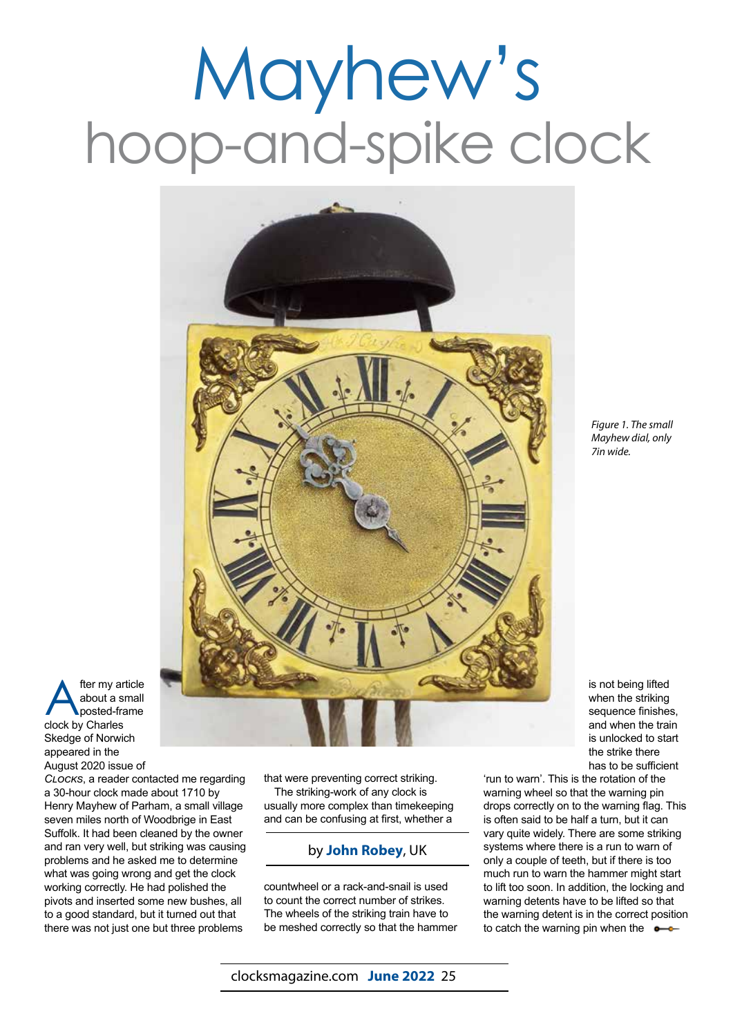# Mayhew's hoop-and-spike clock

*Figure 1. The small Mayhew dial, only 7in wide.*

by **John Robey**, UK

After my article about a small posted-frame clock by Charles Skedge of Norwich appeared in the August 2020 issue of *Clocks*, a reader contacted me regarding a 30-hour clock made about 1710 by Henry Mayhew of Parham, a small village seven miles north of Woodbrige in East Suffolk. It had been cleaned by the owner and ran very well, but striking was causing problems and he asked me to determine what was going wrong and get the clock working correctly. He had polished the pivots and inserted some new bushes, all to a good standard, but it turned out that there was not just one but three problems that were preventing correct striking.

The striking-work of any clock is usually more complex than timekeeping and can be confusing at first, whether a countwheel or a rack-and-snail is used to count the correct number of strikes. The wheels of the striking train have to be meshed correctly so that the hammer is not being lifted when the striking sequence finishes, and when the train is unlocked to start the strike there has to be sufficient 'run to warn'. This is the rotation of the warning wheel so that the warning pin drops correctly on to the warning flag. This is often said to be half a turn, but it can vary quite widely. There are some striking systems where there is a run to warn of only a couple of teeth, but if there is too much run to warn the hammer might start to lift too soon. In addition, the locking and warning detents have to be lifted so that the warning detent is in the correct position to catch the warning pin when the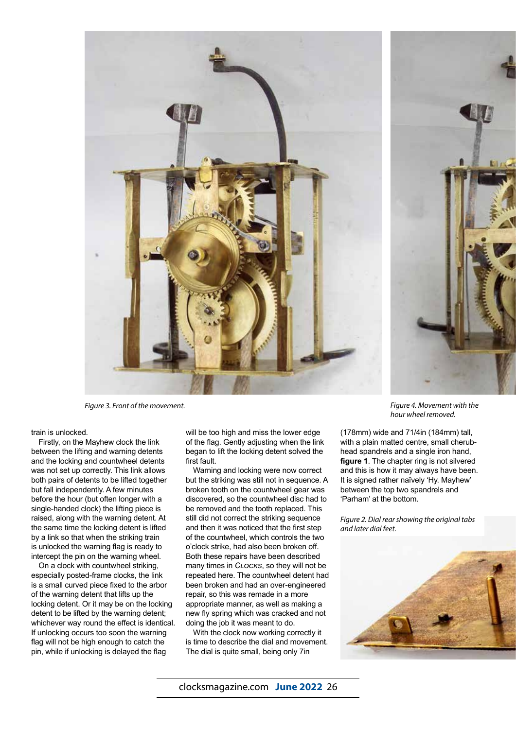Figure 3. Front of the movement.

Figure 4. Movement with the hour wheel removed.

train is unlocked.

Firstly, on the Mayhew clock the link between the lifting and warning detents and the locking and countwheel detents was not set up correctly. This link allows both pairs of detents to be lifted together but fall independently. A few minutes before the hour (but often longer with a single-handed clock) the lifting piece is raised, along with the warning detent. At the same time the locking detent is lifted by a link so that when the striking train is unlocked the warning flag is ready to intercept the pin on the warning wheel.

On a clock with countwheel striking, especially posted-frame clocks, the link is a small curved piece fixed to the arbor of the warning detent that lifts up the locking detent. Or it may be on the locking detent to be lifted by the warning detent; whichever way round the effect is identical. If unlocking occurs too soon the warning flag will not be high enough to catch the pin, while if unlocking is delayed the flag will be too high and miss the lower edge of the flag. Gently adjusting when the link began to lift the locking detent solved the first fault.

Warning and locking were now correct but the striking was still not in sequence. A broken tooth on the countwheel gear was discovered, so the countwheel disc had to be removed and the tooth replaced. This still did not correct the striking sequence and then it was noticed that the first step of the countwheel, which controls the two o'clock strike, had also been broken off. Both these repairs have been described many times in *Clocks*, so they will not be repeated here. The countwheel detent had been broken and had an over-engineered repair, so this was remade in a more appropriate manner, as well as making a new fly spring which was cracked and not doing the job it was meant to do.

With the clock now working correctly it is time to describe the dial and movement. The dial is quite small, being only 7in (178mm) wide and 71/4in (184mm) tall, with a plain matted centre, small cherub-head spandrels and a single iron hand, **figure 1**. The chapter ring is not silvered and this is how it may always have been. It is signed rather naïvely 'Hy. Mayhew' between the top two spandrels and 'Parham' at the bottom.

Figure 2. Dial rear showing the original tabs and later dial feet.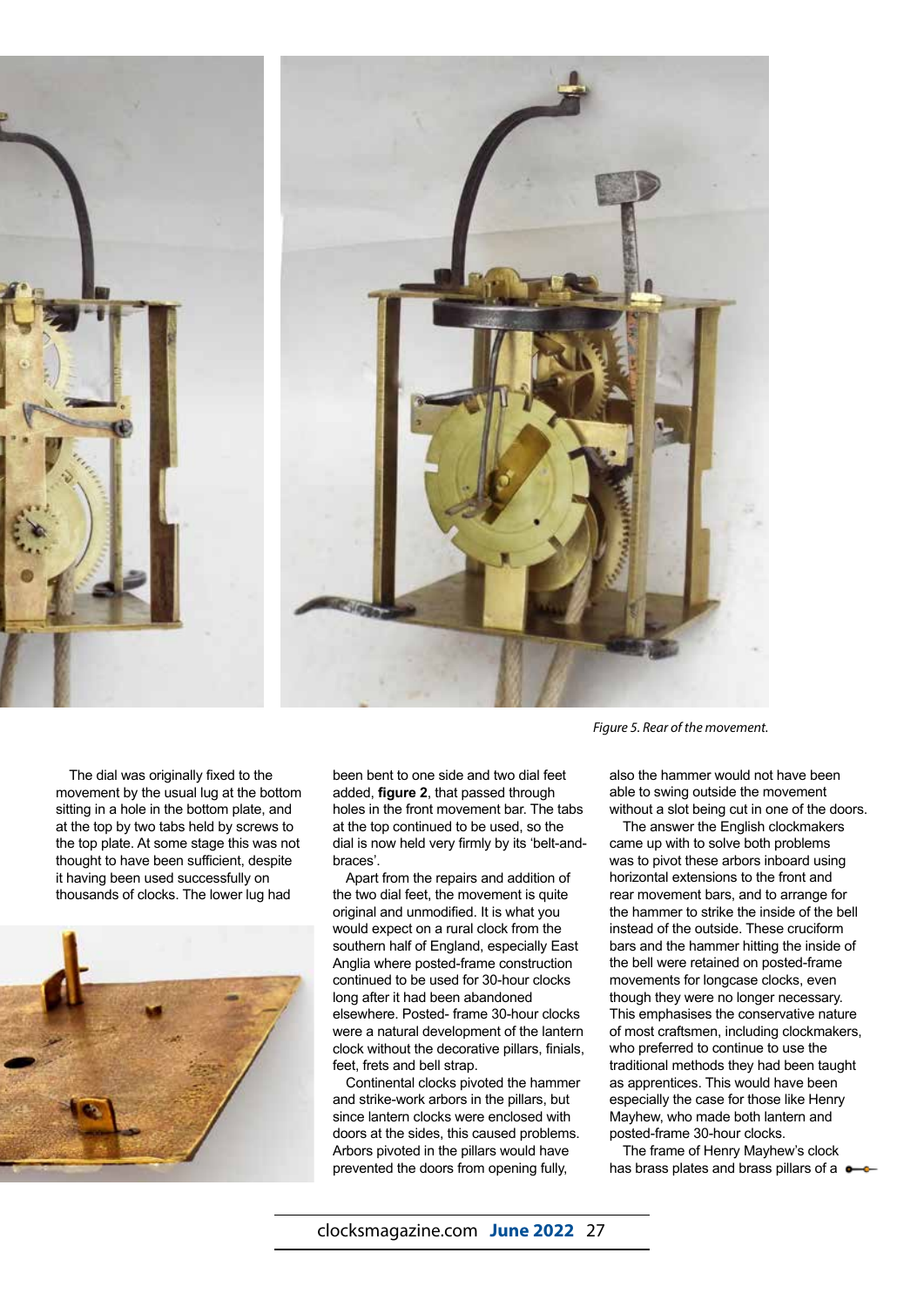*Figure 5. Rear of the movement.*

The dial was originally fixed to the movement by the usual lug at the bottom sitting in a hole in the bottom plate, and at the top by two tabs held by screws to the top plate. At some stage this was not thought to have been sufficient, despite it having been used successfully on thousands of clocks. The lower lug had been bent to one side and two dial feet added, **figure 2**, that passed through holes in the front movement bar. The tabs at the top continued to be used, so the dial is now held very firmly by its 'belt-and-braces'.

Apart from the repairs and addition of the two dial feet, the movement is quite original and unmodified. It is what you would expect on a rural clock from the southern half of England, especially East Anglia where posted-frame construction continued to be used for 30-hour clocks long after it had been abandoned elsewhere. Posted- frame 30-hour clocks were a natural development of the lantern clock without the decorative pillars, finials, feet, frets and bell strap.

Continental clocks pivoted the hammer and strike-work arbors in the pillars, but since lantern clocks were enclosed with doors at the sides, this caused problems. Arbors pivoted in the pillars would have prevented the doors from opening fully, also the hammer would not have been able to swing outside the movement without a slot being cut in one of the doors.

The answer the English clockmakers came up with to solve both problems was to pivot these arbors inboard using horizontal extensions to the front and rear movement bars, and to arrange for the hammer to strike the inside of the bell instead of the outside. These cruciform bars and the hammer hitting the inside of the bell were retained on posted-frame movements for longcase clocks, even though they were no longer necessary. This emphasises the conservative nature of most craftsmen, including clockmakers, who preferred to continue to use the traditional methods they had been taught as apprentices. This would have been especially the case for those like Henry Mayhew, who made both lantern and posted-frame 30-hour clocks.

The frame of Henry Mayhew's clock has brass plates and brass pillars of a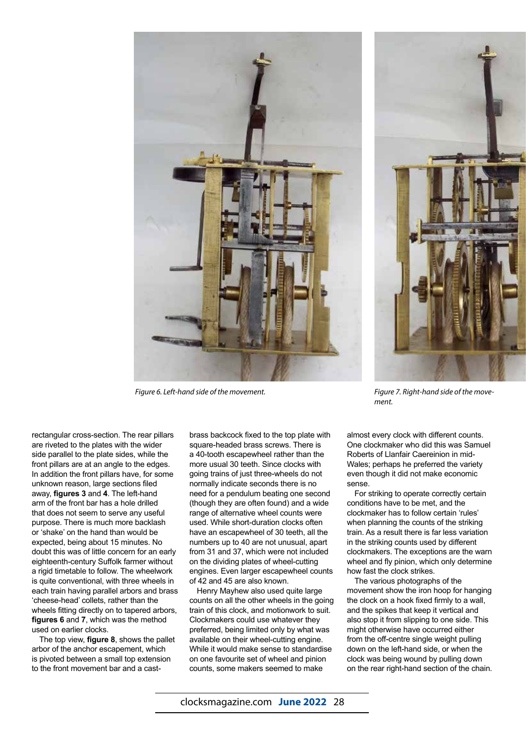*Figure 6. Left-hand side of the movement.*

*Figure 7. Right-hand side of the movement.*

rectangular cross-section. The rear pillars are riveted to the plates with the wider side parallel to the plate sides, while the front pillars are at an angle to the edges. In addition the front pillars have, for some unknown reason, large sections filed away, **figures 3** and **4**. The left-hand arm of the front bar has a hole drilled that does not seem to serve any useful purpose. There is much more backlash or 'shake' on the hand than would be expected, being about 15 minutes. No doubt this was of little concern for an early eighteenth-century Suffolk farmer without a rigid timetable to follow. The wheelwork is quite conventional, with three wheels in each train having parallel arbors and brass 'cheese-head' collets, rather than the wheels fitting directly on to tapered arbors, **figures 6** and **7**, which was the method used on earlier clocks.

The top view, **figure 8**, shows the pallet arbor of the anchor escapement, which is pivoted between a small top extension to the front movement bar and a cast-brass backcock fixed to the top plate with square-headed brass screws. There is a 40-tooth escapewheel rather than the more usual 30 teeth. Since clocks with going trains of just three-wheels do not normally indicate seconds there is no need for a pendulum beating one second (though they are often found) and a wide range of alternative wheel counts were used. While short-duration clocks often have an escapewheel of 30 teeth, all the numbers up to 40 are not unusual, apart from 31 and 37, which were not included on the dividing plates of wheel-cutting engines. Even larger escapewheel counts of 42 and 45 are also known.

Henry Mayhew also used quite large counts on all the other wheels in the going train of this clock, and motionwork to suit. Clockmakers could use whatever they preferred, being limited only by what was available on their wheel-cutting engine. While it would make sense to standardise on one favourite set of wheel and pinion counts, some makers seemed to make almost every clock with different counts. One clockmaker who did this was Samuel Roberts of Llanfair Caereinion in mid-Wales; perhaps he preferred the variety even though it did not make economic sense.

For striking to operate correctly certain conditions have to be met, and the clockmaker has to follow certain 'rules' when planning the counts of the striking train. As a result there is far less variation in the striking counts used by different clockmakers. The exceptions are the warn wheel and fly pinion, which only determine how fast the clock strikes.

The various photographs of the movement show the iron hoop for hanging the clock on a hook fixed firmly to a wall, and the spikes that keep it vertical and also stop it from slipping to one side. This might otherwise have occurred either from the off-centre single weight pulling down on the left-hand side, or when the clock was being wound by pulling down on the rear right-hand section of the chain.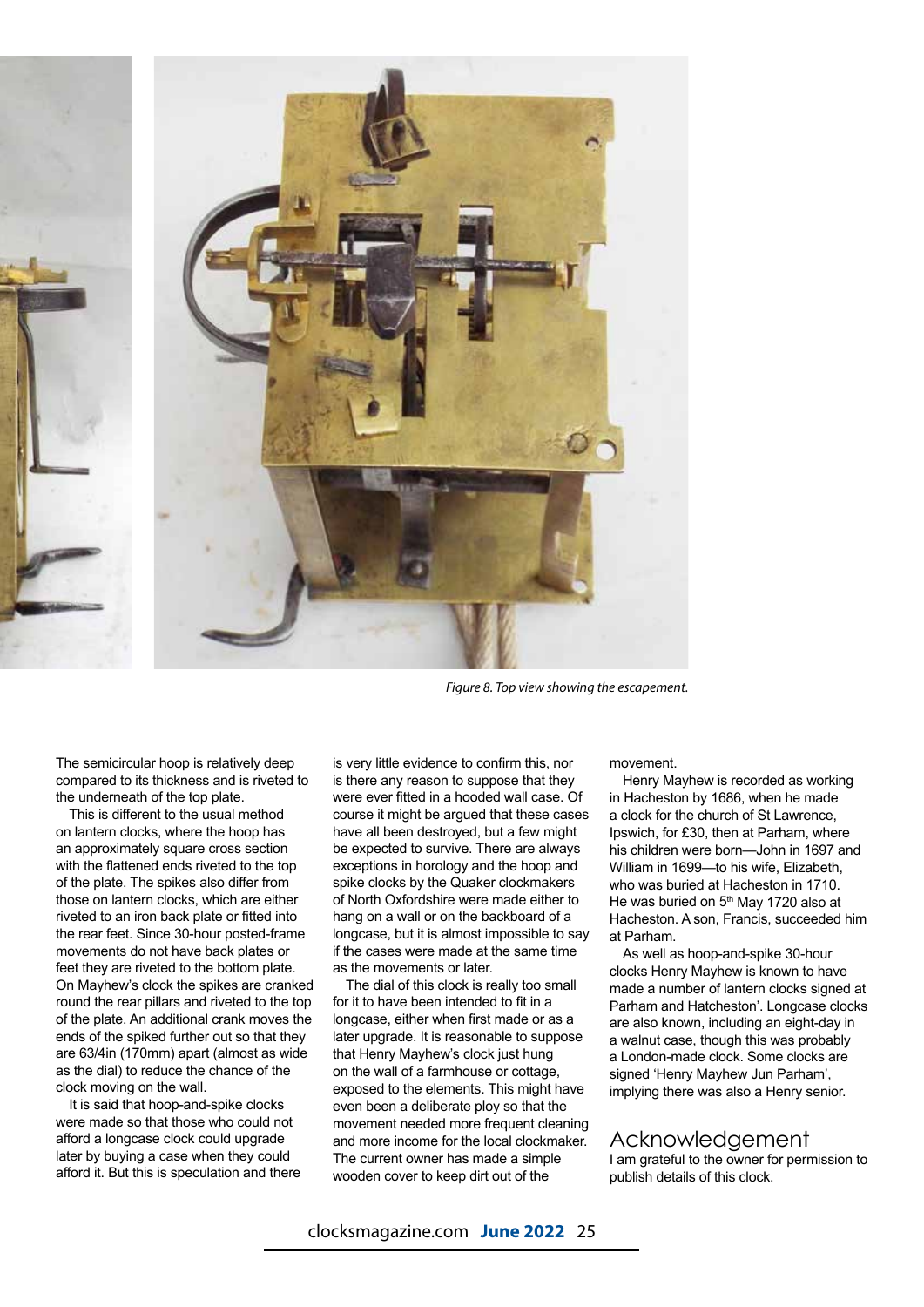*Figure 8. Top view showing the escapement.*

The semicircular hoop is relatively deep compared to its thickness and is riveted to the underneath of the top plate.

This is different to the usual method on lantern clocks, where the hoop has an approximately square cross section with the flattened ends riveted to the top of the plate. The spikes also differ from those on lantern clocks, which are either riveted to an iron back plate or fitted into the rear feet. Since 30-hour posted-frame movements do not have back plates or feet they are riveted to the bottom plate. On Mayhew's clock the spikes are cranked round the rear pillars and riveted to the top of the plate. An additional crank moves the ends of the spiked further out so that they are 63/4in (170mm) apart (almost as wide as the dial) to reduce the chance of the clock moving on the wall.

It is said that hoop-and-spike clocks were made so that those who could not afford a longcase clock could upgrade later by buying a case when they could afford it. But this is speculation and there is very little evidence to confirm this, nor is there any reason to suppose that they were ever fitted in a hooded wall case. Of course it might be argued that these cases have all been destroyed, but a few might be expected to survive. There are always exceptions in horology and the hoop and spike clocks by the Quaker clockmakers of North Oxfordshire were made either to hang on a wall or on the backboard of a longcase, but it is almost impossible to say if the cases were made at the same time as the movements or later.

The dial of this clock is really too small for it to have been intended to fit in a longcase, either when first made or as a later upgrade. It is reasonable to suppose that Henry Mayhew's clock just hung on the wall of a farmhouse or cottage, exposed to the elements. This might have even been a deliberate ploy so that the movement needed more frequent cleaning and more income for the local clockmaker. The current owner has made a simple wooden cover to keep dirt out of the movement.

Henry Mayhew is recorded as working in Hacheston by 1686, when he made a clock for the church of St Lawrence, Ipswich, for £30, then at Parham, where his children were born—John in 1697 and William in 1699—to his wife, Elizabeth, who was buried at Hacheston in 1710. He was buried on 5th May 1720 also at Hacheston. A son, Francis, succeeded him at Parham.

As well as hoop-and-spike 30-hour clocks Henry Mayhew is known to have made a number of lantern clocks signed at Parham and Hatcheston'. Longcase clocks are also known, including an eight-day in a walnut case, though this was probably a London-made clock. Some clocks are signed 'Henry Mayhew Jun Parham', implying there was also a Henry senior.

## Acknowledgement

I am grateful to the owner for permission to publish details of this clock.